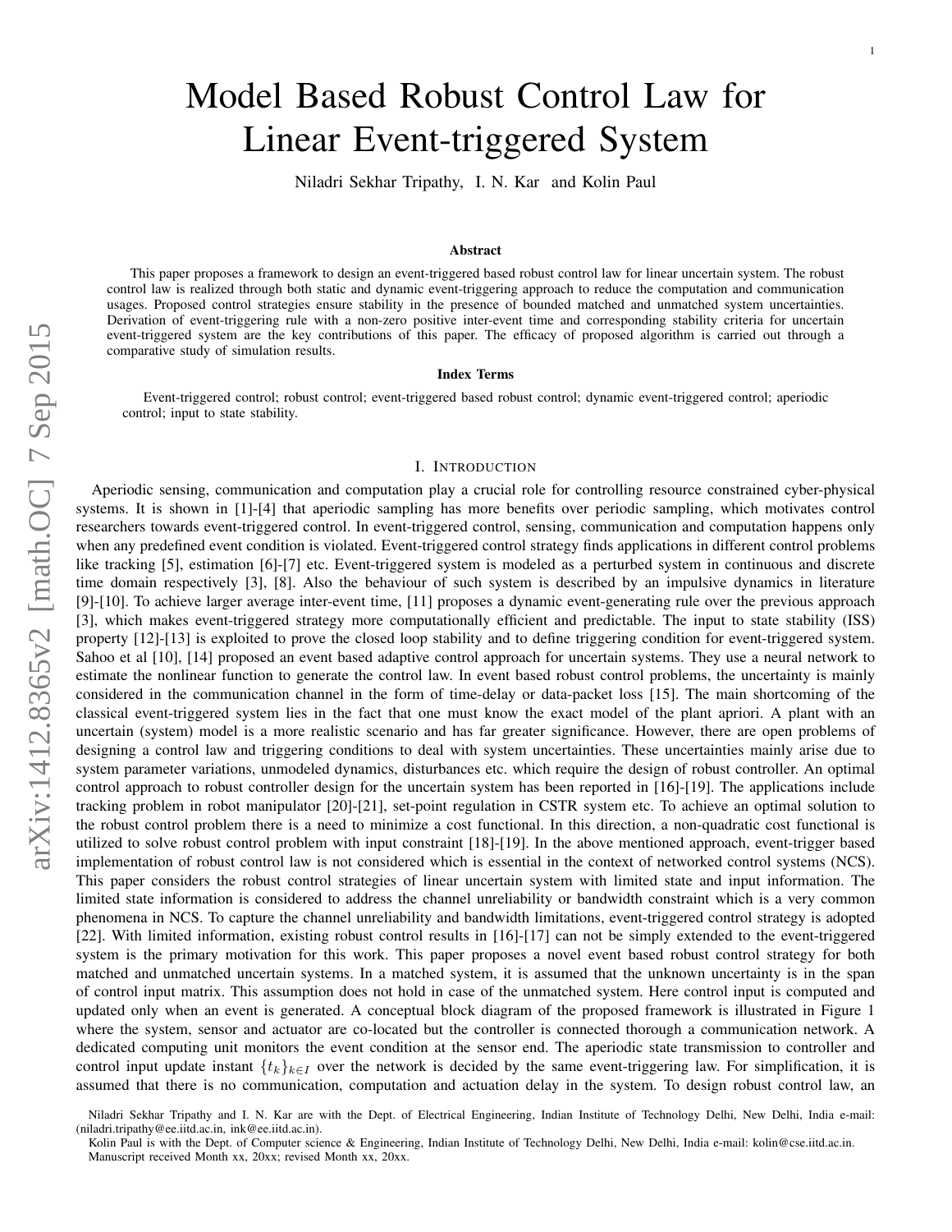# Model Based Robust Control Law for Linear Event-triggered System

Niladri Sekhar Tripathy, I. N. Kar and Kolin Paul

### Abstract

This paper proposes a framework to design an event-triggered based robust control law for linear uncertain system. The robust control law is realized through both static and dynamic event-triggering approach to reduce the computation and communication usages. Proposed control strategies ensure stability in the presence of bounded matched and unmatched system uncertainties. Derivation of event-triggering rule with a non-zero positive inter-event time and corresponding stability criteria for uncertain event-triggered system are the key contributions of this paper. The efficacy of proposed algorithm is carried out through a comparative study of simulation results.

### Index Terms

Event-triggered control; robust control; event-triggered based robust control; dynamic event-triggered control; aperiodic control; input to state stability.

## I. Introduction

Aperiodic sensing, communication and computation play a crucial role for controlling resource constrained cyber-physical systems. It is shown in [1]-[4] that aperiodic sampling has more benefits over periodic sampling, which motivates control researchers towards event-triggered control. In event-triggered control, sensing, communication and computation happens only when any predefined event condition is violated. Event-triggered control strategy finds applications in different control problems like tracking [5], estimation [6]-[7] etc. Event-triggered system is modeled as a perturbed system in continuous and discrete time domain respectively [3], [8]. Also the behaviour of such system is described by an impulsive dynamics in literature [9]-[10]. To achieve larger average inter-event time, [11] proposes a dynamic event-generating rule over the previous approach [3], which makes event-triggered strategy more computationally efficient and predictable. The input to state stability (ISS) property [12]-[13] is exploited to prove the closed loop stability and to define triggering condition for event-triggered system. Sahoo et al [10], [14] proposed an event based adaptive control approach for uncertain systems. They use a neural network to estimate the nonlinear function to generate the control law. In event based robust control problems, the uncertainty is mainly considered in the communication channel in the form of time-delay or data-packet loss [15]. The main shortcoming of the classical event-triggered system lies in the fact that one must know the exact model of the plant apriori. A plant with an uncertain (system) model is a more realistic scenario and has far greater significance. However, there are open problems of designing a control law and triggering conditions to deal with system uncertainties. These uncertainties mainly arise due to system parameter variations, unmodeled dynamics, disturbances etc. which require the design of robust controller. An optimal control approach to robust controller design for the uncertain system has been reported in [16]-[19]. The applications include tracking problem in robot manipulator [20]-[21], set-point regulation in CSTR system etc. To achieve an optimal solution to the robust control problem there is a need to minimize a cost functional. In this direction, a non-quadratic cost functional is utilized to solve robust control problem with input constraint [18]-[19]. In the above mentioned approach, event-trigger based implementation of robust control law is not considered which is essential in the context of networked control systems (NCS). This paper considers the robust control strategies of linear uncertain system with limited state and input information. The limited state information is considered to address the channel unreliability or bandwidth constraint which is a very common phenomena in NCS. To capture the channel unreliability and bandwidth limitations, event-triggered control strategy is adopted [22]. With limited information, existing robust control results in [16]-[17] can not be simply extended to the event-triggered system is the primary motivation for this work. This paper proposes a novel event based robust control strategy for both matched and unmatched uncertain systems. In a matched system, it is assumed that the unknown uncertainty is in the span of control input matrix. This assumption does not hold in case of the unmatched system. Here control input is computed and updated only when an event is generated. A conceptual block diagram of the proposed framework is illustrated in Figure 1 where the system, sensor and actuator are co-located but the controller is connected thorough a communication network. A dedicated computing unit monitors the event condition at the sensor end. The aperiodic state transmission to controller and control input update instant $\{t_k\}_{k \in I}$ over the network is decided by the same event-triggering law. For simplification, it is assumed that there is no communication, computation and actuation delay in the system. To design robust control law, an

Niladri Sekhar Tripathy and I. N. Kar are with the Dept. of Electrical Engineering, Indian Institute of Technology Delhi, New Delhi, India e-mail: (niladri.tripathy@ee.iitd.ac.in, ink@ee.iitd.ac.in).

Kolin Paul is with the Dept. of Computer science & Engineering, Indian Institute of Technology Delhi, New Delhi, India e-mail: kolin@cse.iitd.ac.in.

Manuscript received Month xx, 20xx; revised Month xx, 20xx.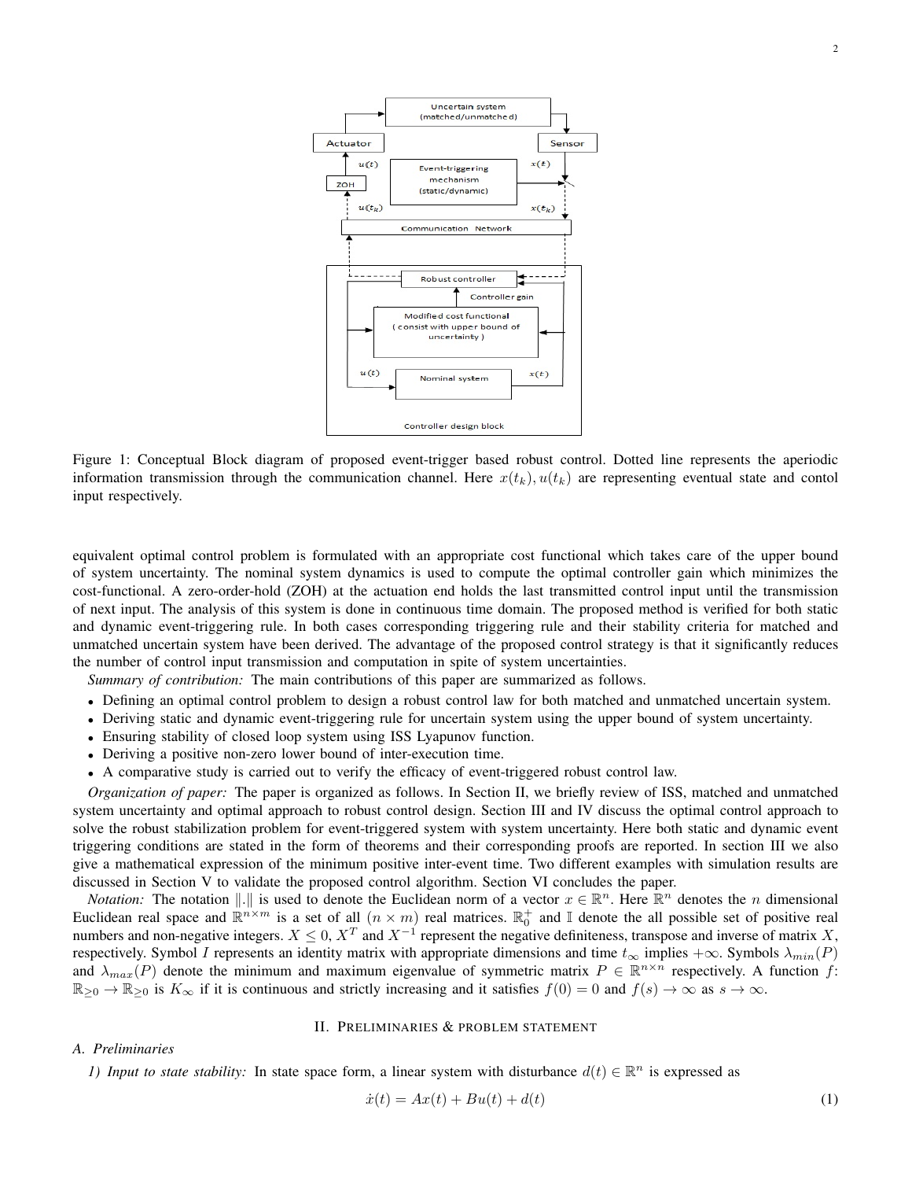Figure 1: Conceptual Block diagram of proposed event-trigger based robust control. Dotted line represents the aperiodic information transmission through the communication channel. Here $x(t_k), u(t_k)$ are representing eventual state and contol input respectively.

equivalent optimal control problem is formulated with an appropriate cost functional which takes care of the upper bound of system uncertainty. The nominal system dynamics is used to compute the optimal controller gain which minimizes the cost-functional. A zero-order-hold (ZOH) at the actuation end holds the last transmitted control input until the transmission of next input. The analysis of this system is done in continuous time domain. The proposed method is verified for both static and dynamic event-triggering rule. In both cases corresponding triggering rule and their stability criteria for matched and unmatched uncertain system have been derived. The advantage of the proposed control strategy is that it significantly reduces the number of control input transmission and computation in spite of system uncertainties.

*Summary of contribution:* The main contributions of this paper are summarized as follows.

- Defining an optimal control problem to design a robust control law for both matched and unmatched uncertain system.
- Deriving static and dynamic event-triggering rule for uncertain system using the upper bound of system uncertainty.
- Ensuring stability of closed loop system using ISS Lyapunov function.
- Deriving a positive non-zero lower bound of inter-execution time.
- A comparative study is carried out to verify the efficacy of event-triggered robust control law.

*Organization of paper:* The paper is organized as follows. In Section II, we briefly review of ISS, matched and unmatched system uncertainty and optimal approach to robust control design. Section III and IV discuss the optimal control approach to solve the robust stabilization problem for event-triggered system with system uncertainty. Here both static and dynamic event triggering conditions are stated in the form of theorems and their corresponding proofs are reported. In section III we also give a mathematical expression of the minimum positive inter-event time. Two different examples with simulation results are discussed in Section V to validate the proposed control algorithm. Section VI concludes the paper.

*Notation:* The notation $\|.\|$ is used to denote the Euclidean norm of a vector $x \in \mathbb{R}^n$. Here $\mathbb{R}^n$ denotes the $n$ dimensional Euclidean real space and $\mathbb{R}^{n\times m}$ is a set of all $(n \times m)$ real matrices. $\mathbb{R}_0^+$ and $\mathbb{I}$ denote the all possible set of positive real numbers and non-negative integers. $X \leq 0$, $X^T$ and $X^{-1}$ represent the negative definiteness, transpose and inverse of matrix $X$, respectively. Symbol $I$ represents an identity matrix with appropriate dimensions and time $t_\infty$ implies $+\infty$. Symbols $\lambda_{min}(P)$ and $\lambda_{max}(P)$ denote the minimum and maximum eigenvalue of symmetric matrix $P \in \mathbb{R}^{n\times n}$ respectively. A function $f$: $\mathbb{R}_{\geq 0} \to \mathbb{R}_{\geq 0}$ is $K_\infty$ if it is continuous and strictly increasing and it satisfies $f(0) = 0$ and $f(s) \to \infty$ as $s \to \infty$.

## II. Preliminaries & problem statement

### A. Preliminaries

*1) Input to state stability:* In state space form, a linear system with disturbance $d(t) \in \mathbb{R}^n$ is expressed as

$$\dot{x}(t) = Ax(t) + Bu(t) + d(t) \tag{1}$$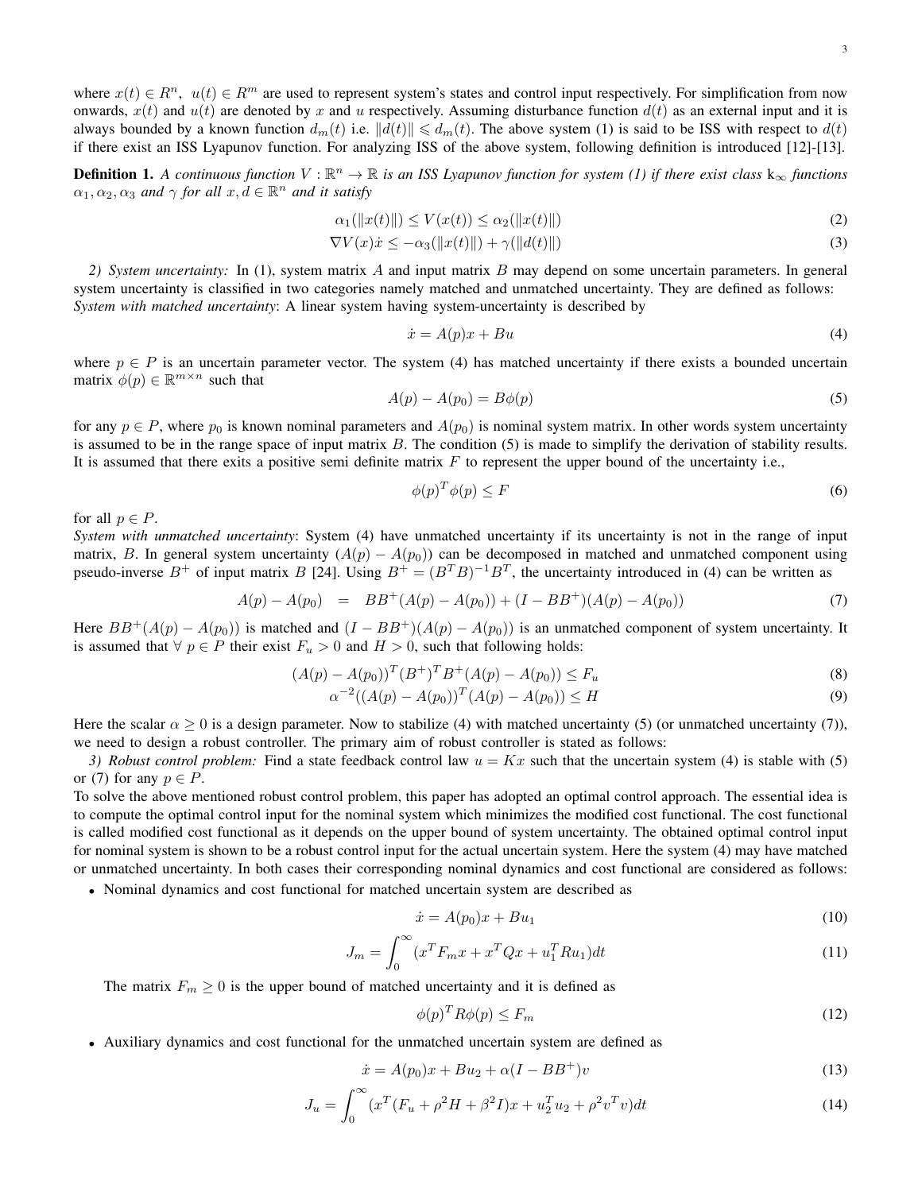where $x(t) \in R^n$, $u(t) \in R^m$ are used to represent system's states and control input respectively. For simplification from now onwards, $x(t)$ and $u(t)$ are denoted by $x$ and $u$ respectively. Assuming disturbance function $d(t)$ as an external input and it is always bounded by a known function $d_m(t)$ i.e. $\|d(t)\| \leqslant d_m(t)$. The above system (1) is said to be ISS with respect to $d(t)$ if there exist an ISS Lyapunov function. For analyzing ISS of the above system, following definition is introduced [12]-[13].

**Definition 1.** *A continuous function $V : \mathbb{R}^n \to \mathbb{R}$ is an ISS Lyapunov function for system (1) if there exist class $\mathrm{k}_\infty$ functions $\alpha_1, \alpha_2, \alpha_3$ and $\gamma$ for all $x, d \in \mathbb{R}^n$ and it satisfy*

$$\alpha_1(\|x(t)\|) \le V(x(t)) \le \alpha_2(\|x(t)\|) \tag{2}$$

$$\nabla V(x)\dot{x} \le -\alpha_3(\|x(t)\|) + \gamma(\|d(t)\|) \tag{3}$$

*2) System uncertainty:* In (1), system matrix $A$ and input matrix $B$ may depend on some uncertain parameters. In general system uncertainty is classified in two categories namely matched and unmatched uncertainty. They are defined as follows:
*System with matched uncertainty*: A linear system having system-uncertainty is described by

$$\dot{x} = A(p)x + Bu \tag{4}$$

where $p \in P$ is an uncertain parameter vector. The system (4) has matched uncertainty if there exists a bounded uncertain matrix $\phi(p) \in \mathbb{R}^{m \times n}$ such that

$$A(p) - A(p_0) = B\phi(p) \tag{5}$$

for any $p \in P$, where $p_0$ is known nominal parameters and $A(p_0)$ is nominal system matrix. In other words system uncertainty is assumed to be in the range space of input matrix $B$. The condition (5) is made to simplify the derivation of stability results. It is assumed that there exits a positive semi definite matrix $F$ to represent the upper bound of the uncertainty i.e.,

$$\phi(p)^T\phi(p) \le F \tag{6}$$

for all $p \in P$.
*System with unmatched uncertainty*: System (4) have unmatched uncertainty if its uncertainty is not in the range of input matrix, $B$. In general system uncertainty $(A(p) - A(p_0))$ can be decomposed in matched and unmatched component using pseudo-inverse $B^+$ of input matrix $B$ [24]. Using $B^+ = (B^TB)^{-1}B^T$, the uncertainty introduced in (4) can be written as

$$A(p) - A(p_0) \;\;=\;\; BB^+(A(p) - A(p_0)) + (I - BB^+)(A(p) - A(p_0)) \tag{7}$$

Here $BB^+(A(p) - A(p_0))$ is matched and $(I - BB^+)(A(p) - A(p_0))$ is an unmatched component of system uncertainty. It is assumed that $\forall\ p \in P$ their exist $F_u > 0$ and $H > 0$, such that following holds:

$$(A(p) - A(p_0))^T(B^+)^TB^+(A(p) - A(p_0)) \le F_u \tag{8}$$

$$\alpha^{-2}((A(p) - A(p_0))^T(A(p) - A(p_0)) \le H \tag{9}$$

Here the scalar $\alpha \ge 0$ is a design parameter. Now to stabilize (4) with matched uncertainty (5) (or unmatched uncertainty (7)), we need to design a robust controller. The primary aim of robust controller is stated as follows:

*3) Robust control problem:* Find a state feedback control law $u = Kx$ such that the uncertain system (4) is stable with (5) or (7) for any $p \in P$.
To solve the above mentioned robust control problem, this paper has adopted an optimal control approach. The essential idea is to compute the optimal control input for the nominal system which minimizes the modified cost functional. The cost functional is called modified cost functional as it depends on the upper bound of system uncertainty. The obtained optimal control input for nominal system is shown to be a robust control input for the actual uncertain system. Here the system (4) may have matched or unmatched uncertainty. In both cases their corresponding nominal dynamics and cost functional are considered as follows:

- Nominal dynamics and cost functional for matched uncertain system are described as

$$\dot{x} = A(p_0)x + Bu_1 \tag{10}$$

$$J_m = \int_0^\infty (x^TF_mx + x^TQx + u_1^TRu_1)dt \tag{11}$$

The matrix $F_m \ge 0$ is the upper bound of matched uncertainty and it is defined as

$$\phi(p)^TR\phi(p) \le F_m \tag{12}$$

- Auxiliary dynamics and cost functional for the unmatched uncertain system are defined as

$$\dot{x} = A(p_0)x + Bu_2 + \alpha(I - BB^+)v \tag{13}$$

$$J_u = \int_0^\infty (x^T(F_u + \rho^2H + \beta^2I)x + u_2^Tu_2 + \rho^2v^Tv)dt \tag{14}$$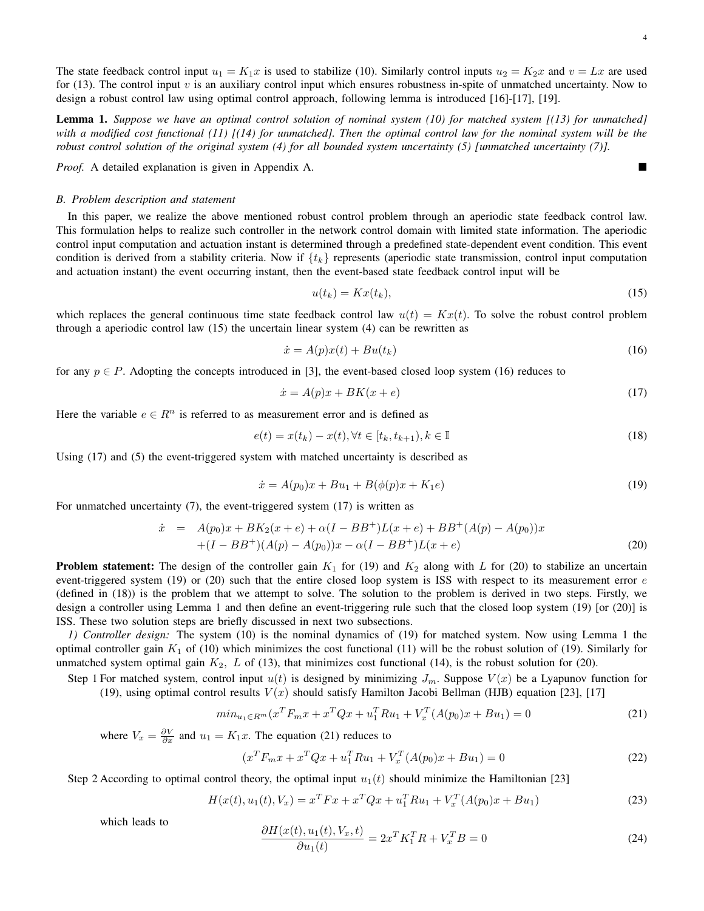The state feedback control input $u_1 = K_1 x$ is used to stabilize (10). Similarly control inputs $u_2 = K_2 x$ and $v = Lx$ are used for (13). The control input $v$ is an auxiliary control input which ensures robustness in-spite of unmatched uncertainty. Now to design a robust control law using optimal control approach, following lemma is introduced [16]-[17], [19].

**Lemma 1.** *Suppose we have an optimal control solution of nominal system (10) for matched system [(13) for unmatched] with a modified cost functional (11) [(14) for unmatched]. Then the optimal control law for the nominal system will be the robust control solution of the original system (4) for all bounded system uncertainty (5) [unmatched uncertainty (7)].*

*Proof.* A detailed explanation is given in Appendix A. ∎

### B. Problem description and statement

In this paper, we realize the above mentioned robust control problem through an aperiodic state feedback control law. This formulation helps to realize such controller in the network control domain with limited state information. The aperiodic control input computation and actuation instant is determined through a predefined state-dependent event condition. This event condition is derived from a stability criteria. Now if $\{t_k\}$ represents (aperiodic state transmission, control input computation and actuation instant) the event occurring instant, then the event-based state feedback control input will be

$$u(t_k) = Kx(t_k), \tag{15}$$

which replaces the general continuous time state feedback control law $u(t) = Kx(t)$. To solve the robust control problem through a aperiodic control law (15) the uncertain linear system (4) can be rewritten as

$$\dot{x} = A(p)x(t) + Bu(t_k) \tag{16}$$

for any $p \in P$. Adopting the concepts introduced in [3], the event-based closed loop system (16) reduces to

$$\dot{x} = A(p)x + BK(x + e) \tag{17}$$

Here the variable $e \in R^n$ is referred to as measurement error and is defined as

$$e(t) = x(t_k) - x(t), \forall t \in [t_k, t_{k+1}), k \in \mathbb{I} \tag{18}$$

Using (17) and (5) the event-triggered system with matched uncertainty is described as

$$\dot{x} = A(p_0)x + Bu_1 + B(\phi(p)x + K_1 e) \tag{19}$$

For unmatched uncertainty (7), the event-triggered system (17) is written as

$$\begin{aligned}
\dot{x} \;=\; & A(p_0)x + BK_2(x + e) + \alpha(I - BB^+)L(x + e) + BB^+(A(p) - A(p_0))x \\
& +(I - BB^+)(A(p) - A(p_0))x - \alpha(I - BB^+)L(x + e)
\end{aligned} \tag{20}$$

**Problem statement:** The design of the controller gain $K_1$ for (19) and $K_2$ along with $L$ for (20) to stabilize an uncertain event-triggered system (19) or (20) such that the entire closed loop system is ISS with respect to its measurement error $e$ (defined in (18)) is the problem that we attempt to solve. The solution to the problem is derived in two steps. Firstly, we design a controller using Lemma 1 and then define an event-triggering rule such that the closed loop system (19) [or (20)] is ISS. These two solution steps are briefly discussed in next two subsections.

*1) Controller design:* The system (10) is the nominal dynamics of (19) for matched system. Now using Lemma 1 the optimal controller gain $K_1$ of (10) which minimizes the cost functional (11) will be the robust solution of (19). Similarly for unmatched system optimal gain $K_2$, $L$ of (13), that minimizes cost functional (14), is the robust solution for (20).

Step 1 For matched system, control input $u(t)$ is designed by minimizing $J_m$. Suppose $V(x)$ be a Lyapunov function for (19), using optimal control results $V(x)$ should satisfy Hamilton Jacobi Bellman (HJB) equation [23], [17]

$$min_{u_1 \in R^m}(x^T F_m x + x^T Q x + u_1^T R u_1 + V_x^T (A(p_0)x + Bu_1) = 0 \tag{21}$$

where $V_x = \frac{\partial V}{\partial x}$ and $u_1 = K_1 x$. The equation (21) reduces to

$$(x^T F_m x + x^T Q x + u_1^T R u_1 + V_x^T (A(p_0)x + Bu_1) = 0 \tag{22}$$

Step 2 According to optimal control theory, the optimal input $u_1(t)$ should minimize the Hamiltonian [23]

$$H(x(t), u_1(t), V_x) = x^T F x + x^T Q x + u_1^T R u_1 + V_x^T (A(p_0)x + Bu_1) \tag{23}$$

which leads to

$$\frac{\partial H(x(t), u_1(t), V_x, t)}{\partial u_1(t)} = 2x^T K_1^T R + V_x^T B = 0 \tag{24}$$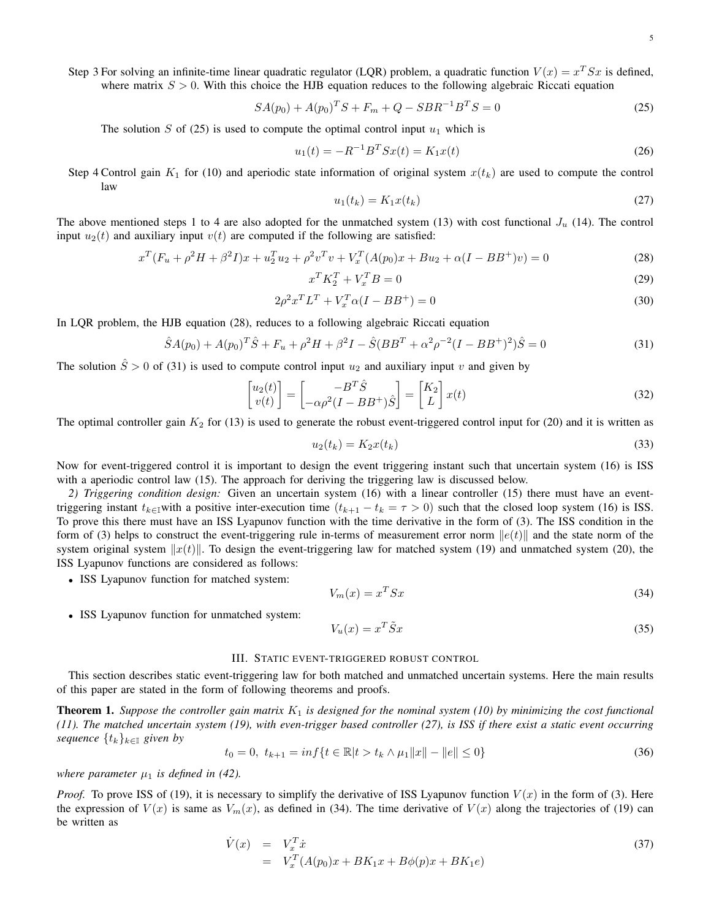Step 3 For solving an infinite-time linear quadratic regulator (LQR) problem, a quadratic function $V(x) = x^T Sx$ is defined, where matrix $S > 0$. With this choice the HJB equation reduces to the following algebraic Riccati equation

$$SA(p_0) + A(p_0)^T S + F_m + Q - SBR^{-1}B^T S = 0 \tag{25}$$

The solution $S$ of (25) is used to compute the optimal control input $u_1$ which is

$$u_1(t) = -R^{-1}B^T Sx(t) = K_1 x(t) \tag{26}$$

Step 4 Control gain $K_1$ for (10) and aperiodic state information of original system $x(t_k)$ are used to compute the control law

$$u_1(t_k) = K_1 x(t_k) \tag{27}$$

The above mentioned steps 1 to 4 are also adopted for the unmatched system (13) with cost functional $J_u$ (14). The control input $u_2(t)$ and auxiliary input $v(t)$ are computed if the following are satisfied:

$$x^T(F_u + \rho^2 H + \beta^2 I)x + u_2^T u_2 + \rho^2 v^T v + V_x^T(A(p_0)x + Bu_2 + \alpha(I - BB^+)v) = 0 \tag{28}$$

$$x^T K_2^T + V_x^T B = 0 \tag{29}$$

$$2\rho^2 x^T L^T + V_x^T \alpha(I - BB^+) = 0 \tag{30}$$

In LQR problem, the HJB equation (28), reduces to a following algebraic Riccati equation

$$\hat{S}A(p_0) + A(p_0)^T \hat{S} + F_u + \rho^2 H + \beta^2 I - \hat{S}(BB^T + \alpha^2\rho^{-2}(I - BB^+)^2)\hat{S} = 0 \tag{31}$$

The solution $\hat{S} > 0$ of (31) is used to compute control input $u_2$ and auxiliary input $v$ and given by

$$\begin{bmatrix} u_2(t) \\ v(t) \end{bmatrix} = \begin{bmatrix} -B^T\hat{S} \\ -\alpha\rho^2(I - BB^+)\hat{S} \end{bmatrix} = \begin{bmatrix} K_2 \\ L \end{bmatrix} x(t) \tag{32}$$

The optimal controller gain $K_2$ for (13) is used to generate the robust event-triggered control input for (20) and it is written as

$$u_2(t_k) = K_2 x(t_k) \tag{33}$$

Now for event-triggered control it is important to design the event triggering instant such that uncertain system (16) is ISS with a aperiodic control law (15). The approach for deriving the triggering law is discussed below.

*2) Triggering condition design:* Given an uncertain system (16) with a linear controller (15) there must have an event-triggering instant $t_{k\in\mathbb{I}}$with a positive inter-execution time $(t_{k+1} - t_k = \tau > 0)$ such that the closed loop system (16) is ISS. To prove this there must have an ISS Lyapunov function with the time derivative in the form of (3). The ISS condition in the form of (3) helps to construct the event-triggering rule in-terms of measurement error norm $\|e(t)\|$ and the state norm of the system original system $\|x(t)\|$. To design the event-triggering law for matched system (19) and unmatched system (20), the ISS Lyapunov functions are considered as follows:

- ISS Lyapunov function for matched system:

$$V_m(x) = x^T Sx \tag{34}$$

- ISS Lyapunov function for unmatched system:

$$V_u(x) = x^T \tilde{S}x \tag{35}$$

## III. Static event-triggered robust control

This section describes static event-triggering law for both matched and unmatched uncertain systems. Here the main results of this paper are stated in the form of following theorems and proofs.

**Theorem 1.** *Suppose the controller gain matrix $K_1$ is designed for the nominal system (10) by minimizing the cost functional (11). The matched uncertain system (19), with even-trigger based controller (27), is ISS if there exist a static event occurring sequence $\{t_k\}_{k\in\mathbb{I}}$ given by*

$$t_0 = 0,\ t_{k+1} = inf\{t \in \mathbb{R} | t > t_k \wedge \mu_1\|x\| - \|e\| \leq 0\} \tag{36}$$

*where parameter $\mu_1$ is defined in (42).*

*Proof.* To prove ISS of (19), it is necessary to simplify the derivative of ISS Lyapunov function $V(x)$ in the form of (3). Here the expression of $V(x)$ is same as $V_m(x)$, as defined in (34). The time derivative of $V(x)$ along the trajectories of (19) can be written as

$$\begin{aligned} \dot{V}(x) &= V_x^T \dot{x} \\ &= V_x^T(A(p_0)x + BK_1 x + B\phi(p)x + BK_1 e) \end{aligned} \tag{37}$$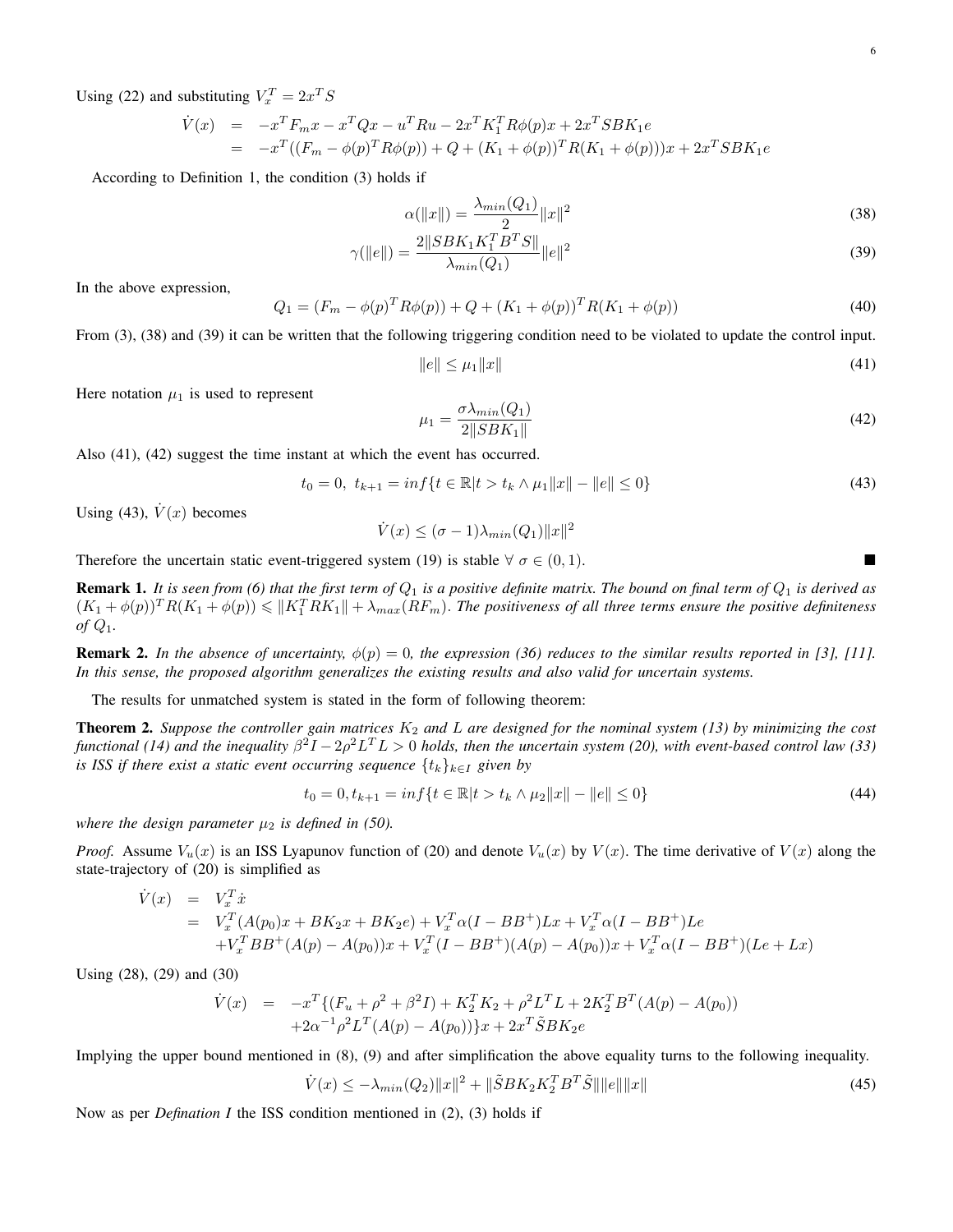Using (22) and substituting $V_x^T = 2x^T S$

$$
\begin{aligned}
\dot{V}(x) &= -x^T F_m x - x^T Q x - u^T R u - 2x^T K_1^T R \phi(p) x + 2x^T S B K_1 e \\
&= -x^T((F_m - \phi(p)^T R \phi(p)) + Q + (K_1 + \phi(p))^T R (K_1 + \phi(p)))x + 2x^T S B K_1 e
\end{aligned}
$$

According to Definition 1, the condition (3) holds if

$$
\alpha(\|x\|) = \frac{\lambda_{min}(Q_1)}{2}\|x\|^2 \tag{38}
$$

$$
\gamma(\|e\|) = \frac{2\|SBK_1K_1^TB^TS\|}{\lambda_{min}(Q_1)}\|e\|^2 \tag{39}
$$

In the above expression,

$$
Q_1 = (F_m - \phi(p)^T R \phi(p)) + Q + (K_1 + \phi(p))^T R (K_1 + \phi(p)) \tag{40}
$$

From (3), (38) and (39) it can be written that the following triggering condition need to be violated to update the control input.

$$
\|e\| \leq \mu_1 \|x\| \tag{41}
$$

Here notation $\mu_1$ is used to represent

$$
\mu_1 = \frac{\sigma \lambda_{min}(Q_1)}{2\|SBK_1\|} \tag{42}
$$

Also (41), (42) suggest the time instant at which the event has occurred.

$$
t_0 = 0,\ t_{k+1} = inf\{t \in \mathbb{R} | t > t_k \wedge \mu_1\|x\| - \|e\| \leq 0\} \tag{43}
$$

Using (43), $\dot{V}(x)$ becomes

$$
\dot{V}(x) \leq (\sigma - 1)\lambda_{min}(Q_1)\|x\|^2
$$

Therefore the uncertain static event-triggered system (19) is stable $\forall\ \sigma \in (0, 1)$. ∎

**Remark 1.** *It is seen from (6) that the first term of $Q_1$ is a positive definite matrix. The bound on final term of $Q_1$ is derived as $(K_1 + \phi(p))^T R (K_1 + \phi(p)) \leqslant \|K_1^T R K_1\| + \lambda_{max}(RF_m)$. The positiveness of all three terms ensure the positive definiteness of $Q_1$.*

**Remark 2.** *In the absence of uncertainty, $\phi(p) = 0$, the expression (36) reduces to the similar results reported in [3], [11]. In this sense, the proposed algorithm generalizes the existing results and also valid for uncertain systems.*

The results for unmatched system is stated in the form of following theorem:

**Theorem 2.** *Suppose the controller gain matrices $K_2$ and $L$ are designed for the nominal system (13) by minimizing the cost functional (14) and the inequality $\beta^2 I - 2\rho^2 L^T L > 0$ holds, then the uncertain system (20), with event-based control law (33) is ISS if there exist a static event occurring sequence $\{t_k\}_{k \in I}$ given by*

$$
t_0 = 0, t_{k+1} = inf\{t \in \mathbb{R} | t > t_k \wedge \mu_2\|x\| - \|e\| \leq 0\} \tag{44}
$$

*where the design parameter $\mu_2$ is defined in (50).*

*Proof.* Assume $V_u(x)$ is an ISS Lyapunov function of (20) and denote $V_u(x)$ by $V(x)$. The time derivative of $V(x)$ along the state-trajectory of (20) is simplified as

$$
\begin{aligned}
\dot{V}(x) &= V_x^T \dot{x} \\
&= V_x^T(A(p_0)x + BK_2x + BK_2e) + V_x^T\alpha(I - BB^+)Lx + V_x^T\alpha(I - BB^+)Le \\
&\quad + V_x^T BB^+(A(p) - A(p_0))x + V_x^T(I - BB^+)(A(p) - A(p_0))x + V_x^T\alpha(I - BB^+)(Le + Lx)
\end{aligned}
$$

Using (28), (29) and (30)

$$
\begin{aligned}
\dot{V}(x) &= -x^T\{(F_u + \rho^2 + \beta^2 I) + K_2^T K_2 + \rho^2 L^T L + 2K_2^T B^T(A(p) - A(p_0)) \\
&\quad + 2\alpha^{-1}\rho^2 L^T(A(p) - A(p_0))\}x + 2x^T\tilde{S}BK_2e
\end{aligned}
$$

Implying the upper bound mentioned in (8), (9) and after simplification the above equality turns to the following inequality.

$$
\dot{V}(x) \leq -\lambda_{min}(Q_2)\|x\|^2 + \|\tilde{S}BK_2K_2^TB^T\tilde{S}\|\|e\|\|x\| \tag{45}
$$

Now as per *Defination I* the ISS condition mentioned in (2), (3) holds if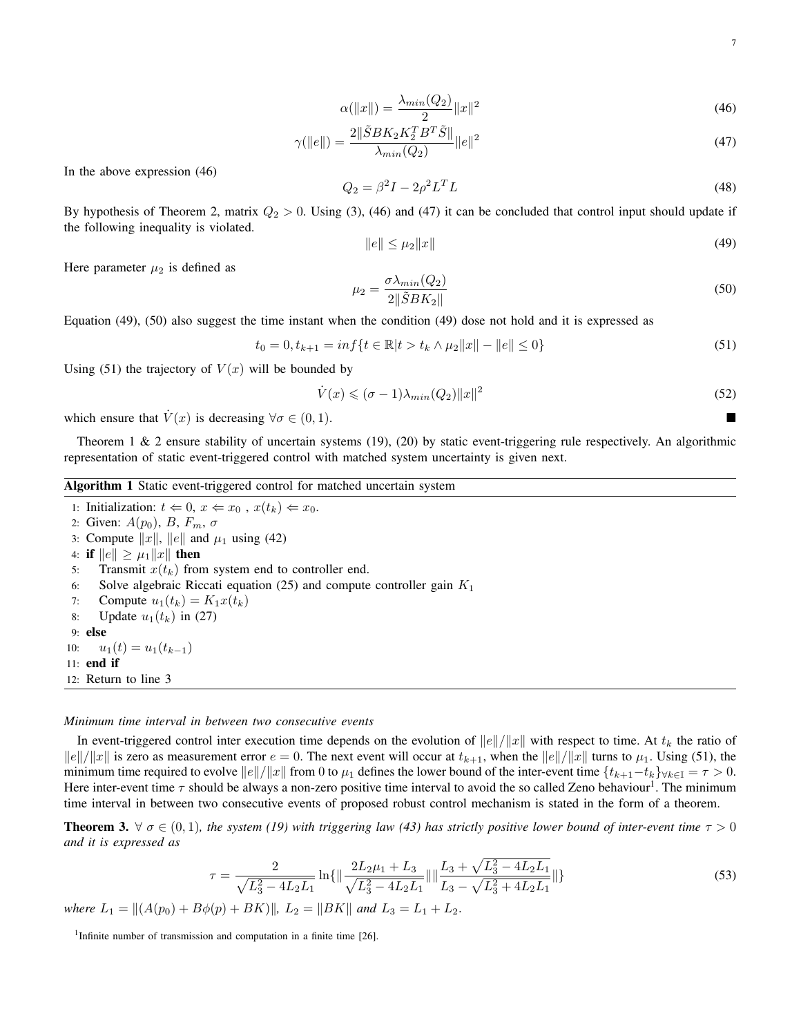$$\alpha(\|x\|) = \frac{\lambda_{min}(Q_2)}{2}\|x\|^2 \tag{46}$$

$$\gamma(\|e\|) = \frac{2\|\tilde{S}BK_2K_2^TB^T\tilde{S}\|}{\lambda_{min}(Q_2)}\|e\|^2 \tag{47}$$

In the above expression (46)

$$Q_2 = \beta^2 I - 2\rho^2 L^T L \tag{48}$$

By hypothesis of Theorem 2, matrix $Q_2 > 0$. Using (3), (46) and (47) it can be concluded that control input should update if the following inequality is violated.

$$\|e\| \leq \mu_2\|x\| \tag{49}$$

Here parameter $\mu_2$ is defined as

$$\mu_2 = \frac{\sigma\lambda_{min}(Q_2)}{2\|\tilde{S}BK_2\|} \tag{50}$$

Equation (49), (50) also suggest the time instant when the condition (49) dose not hold and it is expressed as

$$t_0 = 0, t_{k+1} = inf\{t \in \mathbb{R} | t > t_k \wedge \mu_2\|x\| - \|e\| \leq 0\} \tag{51}$$

Using (51) the trajectory of $V(x)$ will be bounded by

$$\dot{V}(x) \leqslant (\sigma - 1)\lambda_{min}(Q_2)\|x\|^2 \tag{52}$$

which ensure that $\dot{V}(x)$ is decreasing $\forall \sigma \in (0, 1)$. ■

Theorem 1 & 2 ensure stability of uncertain systems (19), (20) by static event-triggering rule respectively. An algorithmic representation of static event-triggered control with matched system uncertainty is given next.

**Algorithm 1** Static event-triggered control for matched uncertain system

```
1: Initialization: t ⇐ 0, x ⇐ x_0 , x(t_k) ⇐ x_0.
2: Given: A(p_0), B, F_m, σ
3: Compute ||x||, ||e|| and μ_1 using (42)
4: if ||e|| ≥ μ_1||x|| then
5:     Transmit x(t_k) from system end to controller end.
6:     Solve algebraic Riccati equation (25) and compute controller gain K_1
7:     Compute u_1(t_k) = K_1 x(t_k)
8:     Update u_1(t_k) in (27)
9: else
10:    u_1(t) = u_1(t_{k-1})
11: end if
12: Return to line 3
```

*Minimum time interval in between two consecutive events*

In event-triggered control inter execution time depends on the evolution of $\|e\|/\|x\|$ with respect to time. At $t_k$ the ratio of $\|e\|/\|x\|$ is zero as measurement error $e = 0$. The next event will occur at $t_{k+1}$, when the $\|e\|/\|x\|$ turns to $\mu_1$. Using (51), the minimum time required to evolve $\|e\|/\|x\|$ from 0 to $\mu_1$ defines the lower bound of the inter-event time $\{t_{k+1} - t_k\}_{\forall k \in \mathbb{I}} = \tau > 0$. Here inter-event time $\tau$ should be always a non-zero positive time interval to avoid the so called Zeno behaviour[1]. The minimum time interval in between two consecutive events of proposed robust control mechanism is stated in the form of a theorem.

**Theorem 3.** *$\forall$ $\sigma \in (0, 1)$, the system (19) with triggering law (43) has strictly positive lower bound of inter-event time $\tau > 0$ and it is expressed as*

$$\tau = \frac{2}{\sqrt{L_3^2 - 4L_2L_1}} \ln\{\|\frac{2L_2\mu_1 + L_3}{\sqrt{L_3^2 - 4L_2L_1}}\|\|\frac{L_3 + \sqrt{L_3^2 - 4L_2L_1}}{L_3 - \sqrt{L_3^2 + 4L_2L_1}}\|\} \tag{53}$$

*where $L_1 = \|(A(p_0) + B\phi(p) + BK)\|$, $L_2 = \|BK\|$ and $L_3 = L_1 + L_2$.*

[1] Infinite number of transmission and computation in a finite time [26].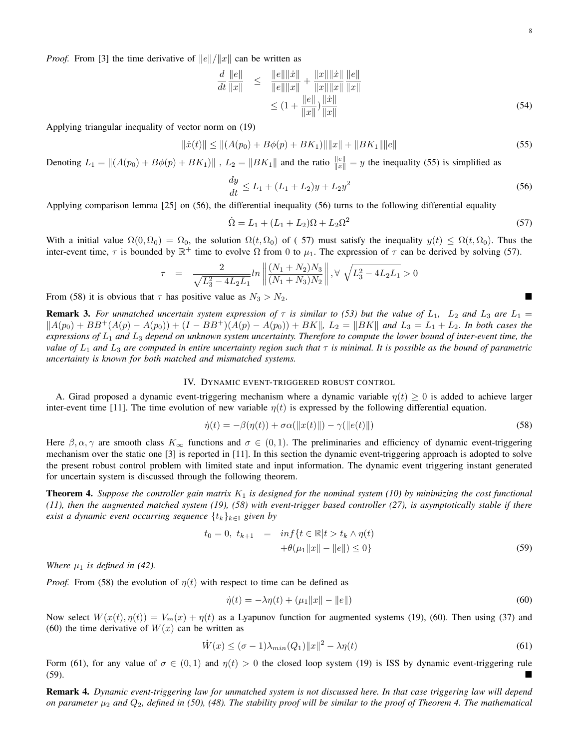*Proof.* From [3] the time derivative of $\|e\|/\|x\|$ can be written as

$$
\begin{aligned}
\frac{d}{dt}\frac{\|e\|}{\|x\|} &\leq \frac{\|e\|\|\dot{x}\|}{\|e\|\|x\|} + \frac{\|x\|\|\dot{x}\|}{\|x\|\|x\|}\frac{\|e\|}{\|x\|} \\
&\leq (1 + \frac{\|e\|}{\|x\|})\frac{\|\dot{x}\|}{\|x\|}
\end{aligned} \tag{54}
$$

Applying triangular inequality of vector norm on (19)

$$
\|\dot{x}(t)\| \leq \|(A(p_0) + B\phi(p) + BK_1)\|\|x\| + \|BK_1\|\|e\| \tag{55}
$$

Denoting $L_1 = \|(A(p_0) + B\phi(p) + BK_1)\|$ , $L_2 = \|BK_1\|$ and the ratio $\frac{\|e\|}{\|x\|} = y$ the inequality (55) is simplified as

$$
\frac{dy}{dt} \leq L_1 + (L_1 + L_2)y + L_2 y^2 \tag{56}
$$

Applying comparison lemma [25] on (56), the differential inequality (56) turns to the following differential equality

$$
\dot{\Omega} = L_1 + (L_1 + L_2)\Omega + L_2\Omega^2 \tag{57}
$$

With a initial value $\Omega(0, \Omega_0) = \Omega_0$, the solution $\Omega(t, \Omega_0)$ of ( 57) must satisfy the inequality $y(t) \leq \Omega(t, \Omega_0)$. Thus the inter-event time, $\tau$ is bounded by $\mathbb{R}^+$ time to evolve $\Omega$ from 0 to $\mu_1$. The expression of $\tau$ can be derived by solving (57).

$$
\tau = \frac{2}{\sqrt{L_3^2 - 4L_2L_1}} ln \left\| \frac{(N_1 + N_2)N_3}{(N_1 + N_3)N_2} \right\|, \forall \sqrt{L_3^2 - 4L_2L_1} > 0
$$

From (58) it is obvious that $\tau$ has positive value as $N_3 > N_2$. ∎

**Remark 3.** *For unmatched uncertain system expression of $\tau$ is similar to (53) but the value of $L_1$, $L_2$ and $L_3$ are $L_1 = \|A(p_0) + BB^+(A(p) - A(p_0)) + (I - BB^+)(A(p) - A(p_0)) + BK\|$, $L_2 = \|BK\|$ and $L_3 = L_1 + L_2$. In both cases the expressions of $L_1$ and $L_3$ depend on unknown system uncertainty. Therefore to compute the lower bound of inter-event time, the value of $L_1$ and $L_3$ are computed in entire uncertainty region such that $\tau$ is minimal. It is possible as the bound of parametric uncertainty is known for both matched and mismatched systems.*

## IV. Dynamic event-triggered robust control

A. Girad proposed a dynamic event-triggering mechanism where a dynamic variable $\eta(t) \geq 0$ is added to achieve larger inter-event time [11]. The time evolution of new variable $\eta(t)$ is expressed by the following differential equation.

$$
\dot{\eta}(t) = -\beta(\eta(t)) + \sigma\alpha(\|x(t)\|) - \gamma(\|e(t)\|) \tag{58}
$$

Here $\beta, \alpha, \gamma$ are smooth class $K_\infty$ functions and $\sigma \in (0, 1)$. The preliminaries and efficiency of dynamic event-triggering mechanism over the static one [3] is reported in [11]. In this section the dynamic event-triggering approach is adopted to solve the present robust control problem with limited state and input information. The dynamic event triggering instant generated for uncertain system is discussed through the following theorem.

**Theorem 4.** *Suppose the controller gain matrix $K_1$ is designed for the nominal system (10) by minimizing the cost functional (11), then the augmented matched system (19), (58) with event-trigger based controller (27), is asymptotically stable if there exist a dynamic event occurring sequence $\{t_k\}_{k\in\mathbb{I}}$ given by*

$$
\begin{aligned}
t_0 = 0,\ t_{k+1} &= inf\{t \in \mathbb{R} | t > t_k \wedge \eta(t) \\
&\quad + \theta(\mu_1\|x\| - \|e\|) \leq 0\}
\end{aligned} \tag{59}
$$

*Where $\mu_1$ is defined in (42).*

*Proof.* From (58) the evolution of $\eta(t)$ with respect to time can be defined as

$$
\dot{\eta}(t) = -\lambda\eta(t) + (\mu_1\|x\| - \|e\|) \tag{60}
$$

Now select $W(x(t), \eta(t)) = V_m(x) + \eta(t)$ as a Lyapunov function for augmented systems (19), (60). Then using (37) and (60) the time derivative of $W(x)$ can be written as

$$
\dot{W}(x) \leq (\sigma - 1)\lambda_{min}(Q_1)\|x\|^2 - \lambda\eta(t) \tag{61}
$$

Form (61), for any value of $\sigma \in (0, 1)$ and $\eta(t) > 0$ the closed loop system (19) is ISS by dynamic event-triggering rule (59). ∎

**Remark 4.** *Dynamic event-triggering law for unmatched system is not discussed here. In that case triggering law will depend on parameter $\mu_2$ and $Q_2$, defined in (50), (48). The stability proof will be similar to the proof of Theorem 4. The mathematical*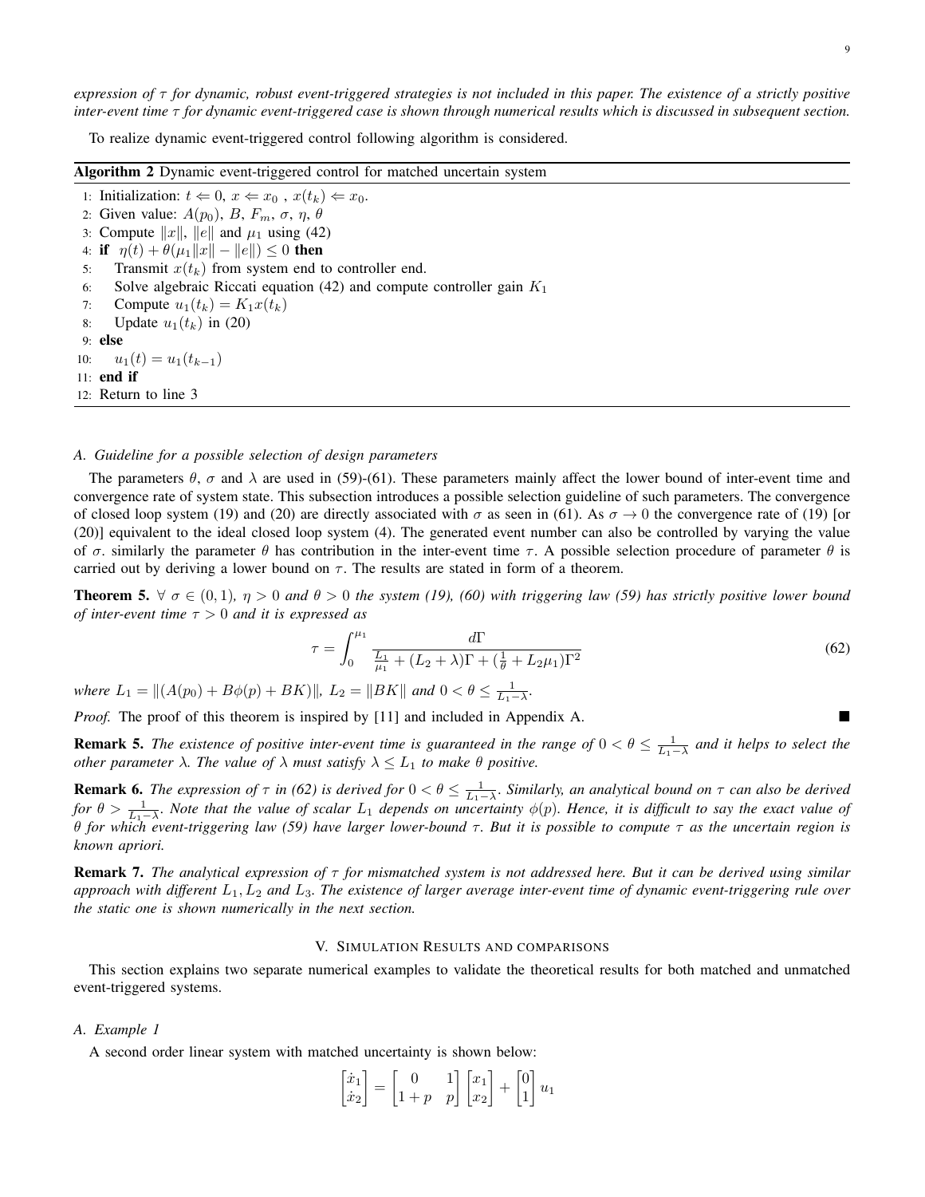*expression of $\tau$ for dynamic, robust event-triggered strategies is not included in this paper. The existence of a strictly positive inter-event time $\tau$ for dynamic event-triggered case is shown through numerical results which is discussed in subsequent section.*

To realize dynamic event-triggered control following algorithm is considered.

**Algorithm 2** Dynamic event-triggered control for matched uncertain system

```
1:  Initialization: t ⇐ 0, x ⇐ x_0 , x(t_k) ⇐ x_0.
2:  Given value: A(p_0), B, F_m, σ, η, θ
3:  Compute ||x||, ||e|| and μ_1 using (42)
4:  if  η(t) + θ(μ_1||x|| − ||e||) ≤ 0 then
5:      Transmit x(t_k) from system end to controller end.
6:      Solve algebraic Riccati equation (42) and compute controller gain K_1
7:      Compute u_1(t_k) = K_1 x(t_k)
8:      Update u_1(t_k) in (20)
9:  else
10:     u_1(t) = u_1(t_{k−1})
11: end if
12: Return to line 3
```

### A. Guideline for a possible selection of design parameters

The parameters $\theta$, $\sigma$ and $\lambda$ are used in (59)-(61). These parameters mainly affect the lower bound of inter-event time and convergence rate of system state. This subsection introduces a possible selection guideline of such parameters. The convergence of closed loop system (19) and (20) are directly associated with $\sigma$ as seen in (61). As $\sigma \to 0$ the convergence rate of (19) [or (20)] equivalent to the ideal closed loop system (4). The generated event number can also be controlled by varying the value of $\sigma$. similarly the parameter $\theta$ has contribution in the inter-event time $\tau$. A possible selection procedure of parameter $\theta$ is carried out by deriving a lower bound on $\tau$. The results are stated in form of a theorem.

**Theorem 5.** *$\forall\ \sigma \in (0, 1)$, $\eta > 0$ and $\theta > 0$ the system (19), (60) with triggering law (59) has strictly positive lower bound of inter-event time $\tau > 0$ and it is expressed as*

$$\tau = \int_0^{\mu_1} \frac{d\Gamma}{\frac{L_1}{\mu_1} + (L_2 + \lambda)\Gamma + (\frac{1}{\theta} + L_2\mu_1)\Gamma^2} \tag{62}$$

*where $L_1 = \|(A(p_0) + B\phi(p) + BK)\|$, $L_2 = \|BK\|$ and $0 < \theta \leq \frac{1}{L_1 - \lambda}$.*

*Proof.* The proof of this theorem is inspired by [11] and included in Appendix A. ∎

**Remark 5.** *The existence of positive inter-event time is guaranteed in the range of $0 < \theta \leq \frac{1}{L_1 - \lambda}$ and it helps to select the other parameter $\lambda$. The value of $\lambda$ must satisfy $\lambda \leq L_1$ to make $\theta$ positive.*

**Remark 6.** *The expression of $\tau$ in (62) is derived for $0 < \theta \leq \frac{1}{L_1 - \lambda}$. Similarly, an analytical bound on $\tau$ can also be derived for $\theta > \frac{1}{L_1 - \lambda}$. Note that the value of scalar $L_1$ depends on uncertainty $\phi(p)$. Hence, it is difficult to say the exact value of $\theta$ for which event-triggering law (59) have larger lower-bound $\tau$. But it is possible to compute $\tau$ as the uncertain region is known apriori.*

**Remark 7.** *The analytical expression of $\tau$ for mismatched system is not addressed here. But it can be derived using similar approach with different $L_1, L_2$ and $L_3$. The existence of larger average inter-event time of dynamic event-triggering rule over the static one is shown numerically in the next section.*

## V. Simulation Results and Comparisons

This section explains two separate numerical examples to validate the theoretical results for both matched and unmatched event-triggered systems.

### A. Example 1

A second order linear system with matched uncertainty is shown below:

$$\begin{bmatrix} \dot{x}_1 \\ \dot{x}_2 \end{bmatrix} = \begin{bmatrix} 0 & 1 \\ 1+p & p \end{bmatrix} \begin{bmatrix} x_1 \\ x_2 \end{bmatrix} + \begin{bmatrix} 0 \\ 1 \end{bmatrix} u_1$$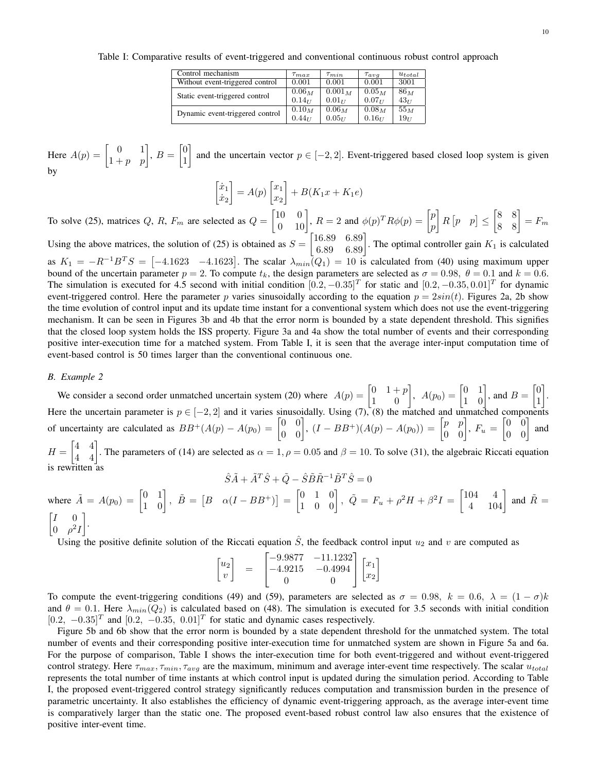Table I: Comparative results of event-triggered and conventional continuous robust control approach

| Control mechanism | $\tau_{max}$ | $\tau_{min}$ | $\tau_{avg}$ | $u_{total}$ |
|---|---|---|---|---|
| Without event-triggered control | 0.001 | 0.001 | 0.001 | 3001 |
| Static event-triggered control | $0.06_M$ <br> $0.14_U$ | $0.001_M$ <br> $0.01_U$ | $0.05_M$ <br> $0.07_U$ | $86_M$ <br> $43_U$ |
| Dynamic event-triggered control | $0.10_M$ <br> $0.44_U$ | $0.06_M$ <br> $0.05_U$ | $0.08_M$ <br> $0.16_U$ | $55_M$ <br> $19_U$ |

Here $A(p) = \begin{bmatrix} 0 & 1 \\ 1+p & p \end{bmatrix}$, $B = \begin{bmatrix} 0 \\ 1 \end{bmatrix}$ and the uncertain vector $p \in [-2, 2]$. Event-triggered based closed loop system is given by

$$\begin{bmatrix} \dot{x}_1 \\ \dot{x}_2 \end{bmatrix} = A(p) \begin{bmatrix} x_1 \\ x_2 \end{bmatrix} + B(K_1 x + K_1 e)$$

To solve (25), matrices $Q$, $R$, $F_m$ are selected as $Q = \begin{bmatrix} 10 & 0 \\ 0 & 10 \end{bmatrix}$, $R = 2$ and $\phi(p)^T R \phi(p) = \begin{bmatrix} p \\ p \end{bmatrix} R \begin{bmatrix} p & p \end{bmatrix} \leq \begin{bmatrix} 8 & 8 \\ 8 & 8 \end{bmatrix} = F_m$

Using the above matrices, the solution of (25) is obtained as $S = \begin{bmatrix} 16.89 & 6.89 \\ 6.89 & 6.89 \end{bmatrix}$. The optimal controller gain $K_1$ is calculated as $K_1 = -R^{-1} B^T S = \begin{bmatrix} -4.1623 & -4.1623 \end{bmatrix}$. The scalar $\lambda_{min}(Q_1) = 10$ is calculated from (40) using maximum upper bound of the uncertain parameter $p = 2$. To compute $t_k$, the design parameters are selected as $\sigma = 0.98$, $\theta = 0.1$ and $k = 0.6$. The simulation is executed for 4.5 second with initial condition $[0.2, -0.35]^T$ for static and $[0.2, -0.35, 0.01]^T$ for dynamic event-triggered control. Here the parameter $p$ varies sinusoidally according to the equation $p = 2sin(t)$. Figures 2a, 2b show the time evolution of control input and its update time instant for a conventional system which does not use the event-triggering mechanism. It can be seen in Figures 3b and 4b that the error norm is bounded by a state dependent threshold. This signifies that the closed loop system holds the ISS property. Figure 3a and 4a show the total number of events and their corresponding positive inter-execution time for a matched system. From Table I, it is seen that the average inter-input computation time of event-based control is 50 times larger than the conventional continuous one.

### B. Example 2

We consider a second order unmatched uncertain system (20) where $A(p) = \begin{bmatrix} 0 & 1+p \\ 1 & 0 \end{bmatrix}$, $A(p_0) = \begin{bmatrix} 0 & 1 \\ 1 & 0 \end{bmatrix}$, and $B = \begin{bmatrix} 0 \\ 1 \end{bmatrix}$. Here the uncertain parameter is $p \in [-2, 2]$ and it varies sinusoidally. Using (7), (8) the matched and unmatched components of uncertainty are calculated as $BB^+(A(p) - A(p_0)) = \begin{bmatrix} 0 & 0 \\ 0 & 0 \end{bmatrix}$, $(I - BB^+)(A(p) - A(p_0)) = \begin{bmatrix} p & p \\ 0 & 0 \end{bmatrix}$, $F_u = \begin{bmatrix} 0 & 0 \\ 0 & 0 \end{bmatrix}$ and $H = \begin{bmatrix} 4 & 4 \\ 4 & 4 \end{bmatrix}$. The parameters of (14) are selected as $\alpha = 1$, $\rho = 0.05$ and $\beta = 10$. To solve (31), the algebraic Riccati equation is rewritten as

$$\hat{S}\tilde{A} + \tilde{A}^T \hat{S} + \tilde{Q} - \hat{S}\tilde{B}\tilde{R}^{-1}\tilde{B}^T \hat{S} = 0$$

where $\tilde{A} = A(p_0) = \begin{bmatrix} 0 & 1 \\ 1 & 0 \end{bmatrix}$, $\tilde{B} = \begin{bmatrix} B & \alpha(I - BB^+) \end{bmatrix} = \begin{bmatrix} 0 & 1 & 0 \\ 1 & 0 & 0 \end{bmatrix}$, $\tilde{Q} = F_u + \rho^2 H + \beta^2 I = \begin{bmatrix} 104 & 4 \\ 4 & 104 \end{bmatrix}$ and $\tilde{R} = \begin{bmatrix} I & 0 \\ 0 & \rho^2 I \end{bmatrix}$.

Using the positive definite solution of the Riccati equation $\hat{S}$, the feedback control input $u_2$ and $v$ are computed as

$$\begin{bmatrix} u_2 \\ v \end{bmatrix} = \begin{bmatrix} -9.9877 & -11.1232 \\ -4.9215 & -0.4994 \\ 0 & 0 \end{bmatrix} \begin{bmatrix} x_1 \\ x_2 \end{bmatrix}$$

To compute the event-triggering conditions (49) and (59), parameters are selected as $\sigma = 0.98$, $k = 0.6$, $\lambda = (1 - \sigma)k$ and $\theta = 0.1$. Here $\lambda_{min}(Q_2)$ is calculated based on (48). The simulation is executed for 3.5 seconds with initial condition $[0.2, \ -0.35]^T$ and $[0.2, \ -0.35, \ 0.01]^T$ for static and dynamic cases respectively.

Figure 5b and 6b show that the error norm is bounded by a state dependent threshold for the unmatched system. The total number of events and their corresponding positive inter-execution time for unmatched system are shown in Figure 5a and 6a. For the purpose of comparison, Table I shows the inter-execution time for both event-triggered and without event-triggered control strategy. Here $\tau_{max}, \tau_{min}, \tau_{avg}$ are the maximum, minimum and average inter-event time respectively. The scalar $u_{total}$ represents the total number of time instants at which control input is updated during the simulation period. According to Table I, the proposed event-triggered control strategy significantly reduces computation and transmission burden in the presence of parametric uncertainty. It also establishes the efficiency of dynamic event-triggering approach, as the average inter-event time is comparatively larger than the static one. The proposed event-based robust control law also ensures that the existence of positive inter-event time.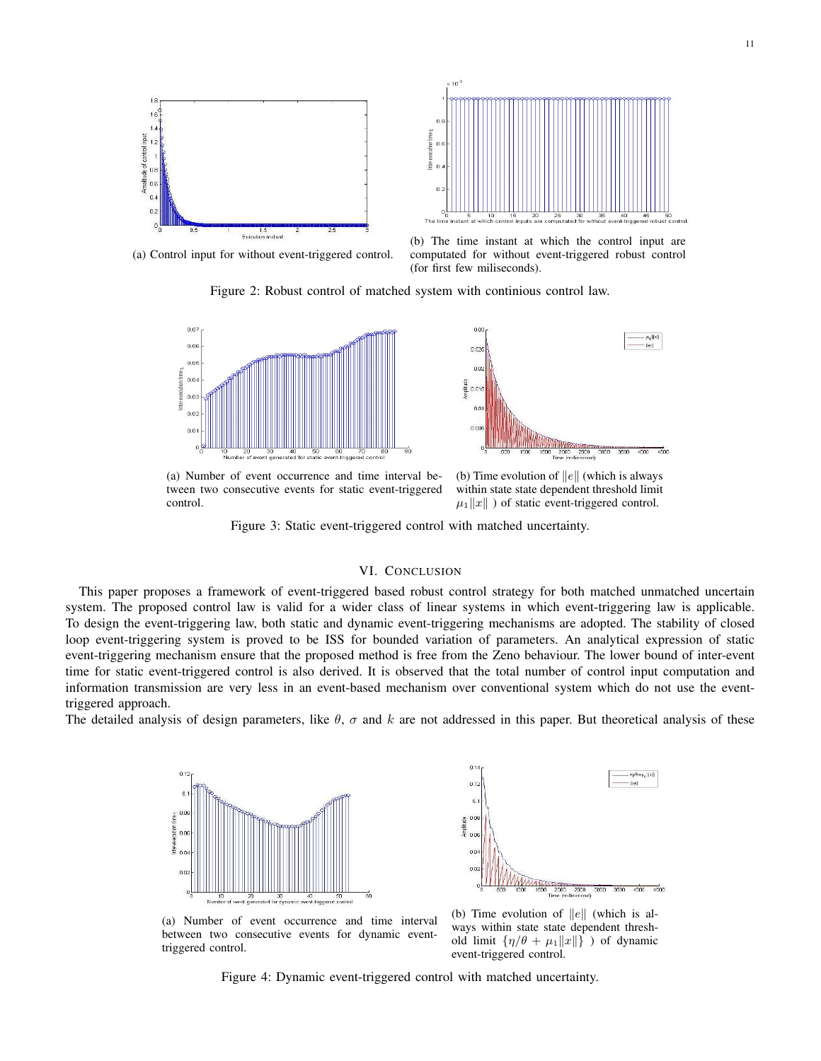(a) Control input for without event-triggered control.

(b) The time instant at which the control input are computated for without event-triggered robust control (for first few miliseconds).

Figure 2: Robust control of matched system with continious control law.

(a) Number of event occurrence and time interval between two consecutive events for static event-triggered control.

(b) Time evolution of $\|e\|$ (which is always within state state dependent threshold limit $\mu_1\|x\|$ ) of static event-triggered control.

Figure 3: Static event-triggered control with matched uncertainty.

## VI. CONCLUSION

This paper proposes a framework of event-triggered based robust control strategy for both matched unmatched uncertain system. The proposed control law is valid for a wider class of linear systems in which event-triggering law is applicable. To design the event-triggering law, both static and dynamic event-triggering mechanisms are adopted. The stability of closed loop event-triggering system is proved to be ISS for bounded variation of parameters. An analytical expression of static event-triggering mechanism ensure that the proposed method is free from the Zeno behaviour. The lower bound of inter-event time for static event-triggered control is also derived. It is observed that the total number of control input computation and information transmission are very less in an event-based mechanism over conventional system which do not use the event-triggered approach.

The detailed analysis of design parameters, like $\theta$, $\sigma$ and $k$ are not addressed in this paper. But theoretical analysis of these

(a) Number of event occurrence and time interval between two consecutive events for dynamic event-triggered control.

(b) Time evolution of $\|e\|$ (which is always within state state dependent threshold limit $\{\eta/\theta + \mu_1\|x\|\}$ ) of dynamic event-triggered control.

Figure 4: Dynamic event-triggered control with matched uncertainty.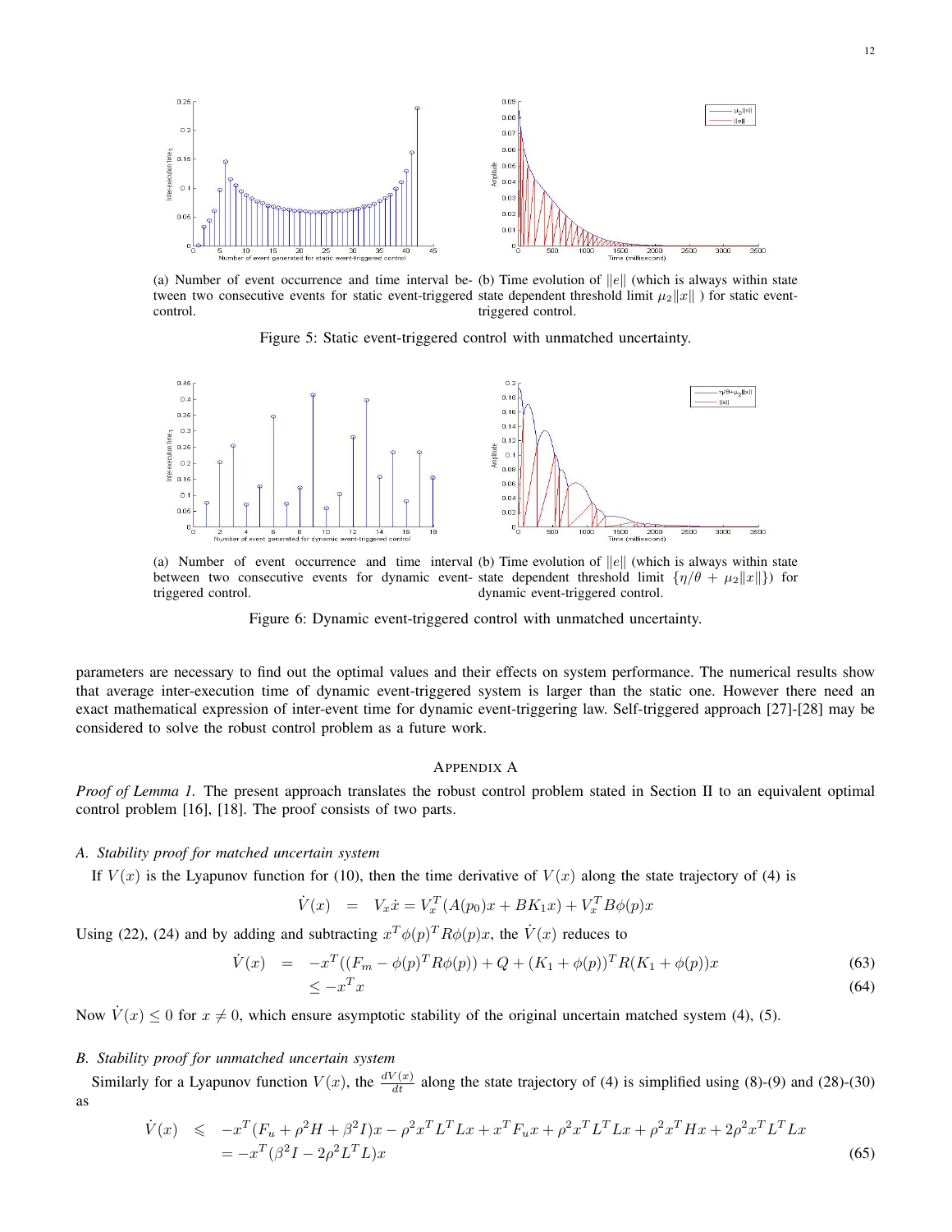(a) Number of event occurrence and time interval between two consecutive events for static event-triggered control.

(b) Time evolution of $\|e\|$ (which is always within state state dependent threshold limit $\mu_2\|x\|$ ) for static event-triggered control.

Figure 5: Static event-triggered control with unmatched uncertainty.

(a) Number of event occurrence and time interval between two consecutive events for dynamic event-triggered control.

(b) Time evolution of $\|e\|$ (which is always within state state dependent threshold limit $\{\eta/\theta + \mu_2\|x\|\}$) for dynamic event-triggered control.

Figure 6: Dynamic event-triggered control with unmatched uncertainty.

parameters are necessary to find out the optimal values and their effects on system performance. The numerical results show that average inter-execution time of dynamic event-triggered system is larger than the static one. However there need an exact mathematical expression of inter-event time for dynamic event-triggering law. Self-triggered approach [27]-[28] may be considered to solve the robust control problem as a future work.

## Appendix A

*Proof of Lemma 1.* The present approach translates the robust control problem stated in Section II to an equivalent optimal control problem [16], [18]. The proof consists of two parts.

### A. Stability proof for matched uncertain system

If $V(x)$ is the Lyapunov function for (10), then the time derivative of $V(x)$ along the state trajectory of (4) is

$$\dot{V}(x) = V_x\dot{x} = V_x^T(A(p_0)x + BK_1x) + V_x^T B\phi(p)x$$

Using (22), (24) and by adding and subtracting $x^T\phi(p)^T R\phi(p)x$, the $\dot{V}(x)$ reduces to

$$\dot{V}(x) = -x^T((F_m - \phi(p)^T R\phi(p)) + Q + (K_1 + \phi(p))^T R(K_1 + \phi(p))x \tag{63}$$

$$\leq -x^T x \tag{64}$$

Now $\dot{V}(x) \leq 0$ for $x \neq 0$, which ensure asymptotic stability of the original uncertain matched system (4), (5).

### B. Stability proof for unmatched uncertain system

Similarly for a Lyapunov function $V(x)$, the $\frac{dV(x)}{dt}$ along the state trajectory of (4) is simplified using (8)-(9) and (28)-(30) as

$$\begin{aligned}\dot{V}(x) &\leqslant -x^T(F_u + \rho^2 H + \beta^2 I)x - \rho^2 x^T L^T Lx + x^T F_u x + \rho^2 x^T L^T Lx + \rho^2 x^T Hx + 2\rho^2 x^T L^T Lx \\ &= -x^T(\beta^2 I - 2\rho^2 L^T L)x\end{aligned} \tag{65}$$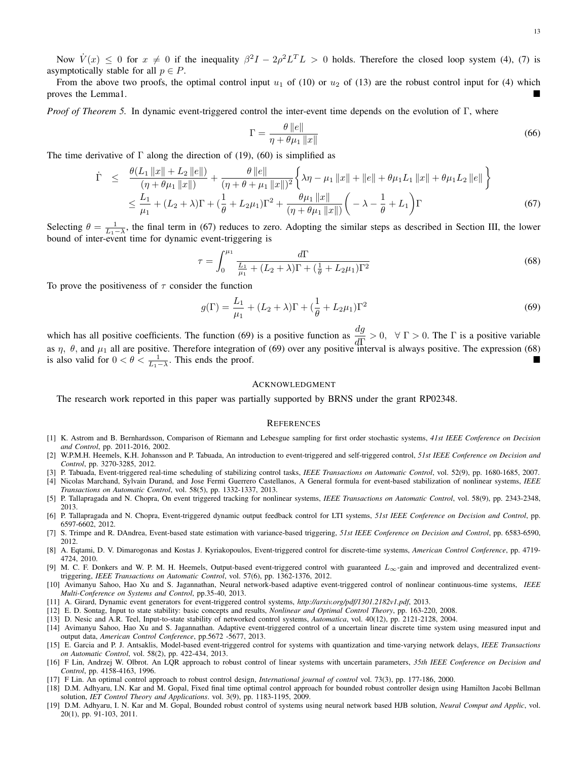Now $\dot{V}(x) \leq 0$ for $x \neq 0$ if the inequality $\beta^2 I - 2\rho^2 L^T L > 0$ holds. Therefore the closed loop system (4), (7) is asymptotically stable for all $p \in P$.

From the above two proofs, the optimal control input $u_1$ of (10) or $u_2$ of (13) are the robust control input for (4) which proves the Lemma1. ■

*Proof of Theorem 5.* In dynamic event-triggered control the inter-event time depends on the evolution of $\Gamma$, where

$$\Gamma = \frac{\theta \|e\|}{\eta + \theta\mu_1 \|x\|} \tag{66}$$

The time derivative of $\Gamma$ along the direction of (19), (60) is simplified as

$$\begin{aligned}
\dot{\Gamma} \quad &\leq \quad \frac{\theta(L_1 \|x\| + L_2 \|e\|)}{(\eta + \theta\mu_1 \|x\|)} + \frac{\theta \|e\|}{(\eta + \theta + \mu_1 \|x\|)^2} \Big\{ \lambda\eta - \mu_1 \|x\| + \|e\| + \theta\mu_1 L_1 \|x\| + \theta\mu_1 L_2 \|e\| \Big\} \\
&\leq \frac{L_1}{\mu_1} + (L_2 + \lambda)\Gamma + (\frac{1}{\theta} + L_2\mu_1)\Gamma^2 + \frac{\theta\mu_1 \|x\|}{(\eta + \theta\mu_1 \|x\|)} \bigg( -\lambda - \frac{1}{\theta} + L_1 \bigg)\Gamma
\end{aligned} \tag{67}$$

Selecting $\theta = \frac{1}{L_1 - \lambda}$, the final term in (67) reduces to zero. Adopting the similar steps as described in Section III, the lower bound of inter-event time for dynamic event-triggering is

$$\tau = \int_0^{\mu_1} \frac{d\Gamma}{\frac{L_1}{\mu_1} + (L_2 + \lambda)\Gamma + (\frac{1}{\theta} + L_2\mu_1)\Gamma^2} \tag{68}$$

To prove the positiveness of $\tau$ consider the function

$$g(\Gamma) = \frac{L_1}{\mu_1} + (L_2 + \lambda)\Gamma + (\frac{1}{\theta} + L_2\mu_1)\Gamma^2 \tag{69}$$

which has all positive coefficients. The function (69) is a positive function as $\dfrac{dg}{d\Gamma} > 0, \;\; \forall\ \Gamma > 0$. The $\Gamma$ is a positive variable as $\eta$, $\theta$, and $\mu_1$ all are positive. Therefore integration of (69) over any positive interval is always positive. The expression (68) is also valid for $0 < \theta < \frac{1}{L_1 - \lambda}$. This ends the proof. ■

## ACKNOWLEDGMENT

The research work reported in this paper was partially supported by BRNS under the grant RP02348.

## REFERENCES

[1] K. Astrom and B. Bernhardsson, Comparison of Riemann and Lebesgue sampling for first order stochastic systems, *41st IEEE Conference on Decision and Control*, pp. 2011-2016, 2002.

[2] W.P.M.H. Heemels, K.H. Johansson and P. Tabuada, An introduction to event-triggered and self-triggered control, *51st IEEE Conference on Decision and Control*, pp. 3270-3285, 2012.

[3] P. Tabuada, Event-triggered real-time scheduling of stabilizing control tasks, *IEEE Transactions on Automatic Control*, vol. 52(9), pp. 1680-1685, 2007.

[4] Nicolas Marchand, Sylvain Durand, and Jose Fermi Guerrero Castellanos, A General formula for event-based stabilization of nonlinear systems, *IEEE Transactions on Automatic Control*, vol. 58(5), pp. 1332-1337, 2013.

[5] P. Tallapragada and N. Chopra, On event triggered tracking for nonlinear systems, *IEEE Transactions on Automatic Control*, vol. 58(9), pp. 2343-2348, 2013.

[6] P. Tallapragada and N. Chopra, Event-triggered dynamic output feedback control for LTI systems, *51st IEEE Conference on Decision and Control*, pp. 6597-6602, 2012.

[7] S. Trimpe and R. DAndrea, Event-based state estimation with variance-based triggering, *51st IEEE Conference on Decision and Control*, pp. 6583-6590, 2012.

[8] A. Eqtami, D. V. Dimarogonas and Kostas J. Kyriakopoulos, Event-triggered control for discrete-time systems, *American Control Conference*, pp. 4719-4724, 2010.

[9] M. C. F. Donkers and W. P. M. H. Heemels, Output-based event-triggered control with guaranteed $L_\infty$-gain and improved and decentralized event-triggering, *IEEE Transactions on Automatic Control*, vol. 57(6), pp. 1362-1376, 2012.

[10] Avimanyu Sahoo, Hao Xu and S. Jagannathan, Neural network-based adaptive event-triggered control of nonlinear continuous-time systems, *IEEE Multi-Conference on Systems and Control*, pp.35-40, 2013.

[11] A. Girard, Dynamic event generators for event-triggered control systems, *http://arxiv.org/pdf/1301.2182v1.pdf*, 2013.

[12] E. D. Sontag, Input to state stability: basic concepts and results, *Nonlinear and Optimal Control Theory*, pp. 163-220, 2008.

[13] D. Nesic and A.R. Teel, Input-to-state stability of networked control systems, *Automatica*, vol. 40(12), pp. 2121-2128, 2004.

[14] Avimanyu Sahoo, Hao Xu and S. Jagannathan. Adaptive event-triggered control of a uncertain linear discrete time system using measured input and output data, *American Control Conference*, pp.5672 -5677, 2013.

[15] E. Garcia and P. J. Antsaklis, Model-based event-triggered control for systems with quantization and time-varying network delays, *IEEE Transactions on Automatic Control*, vol. 58(2), pp. 422-434, 2013.

[16] F Lin, Andrzej W. Olbrot. An LQR approach to robust control of linear systems with uncertain parameters, *35th IEEE Conference on Decision and Control*, pp. 4158-4163, 1996.

[17] F Lin. An optimal control approach to robust control design, *International journal of control* vol. 73(3), pp. 177-186, 2000.

[18] D.M. Adhyaru, I.N. Kar and M. Gopal, Fixed final time optimal control approach for bounded robust controller design using Hamilton Jacobi Bellman solution, *IET Control Theory and Applications*. vol. 3(9), pp. 1183-1195, 2009.

[19] D.M. Adhyaru, I. N. Kar and M. Gopal, Bounded robust control of systems using neural network based HJB solution, *Neural Comput and Applic*, vol. 20(1), pp. 91-103, 2011.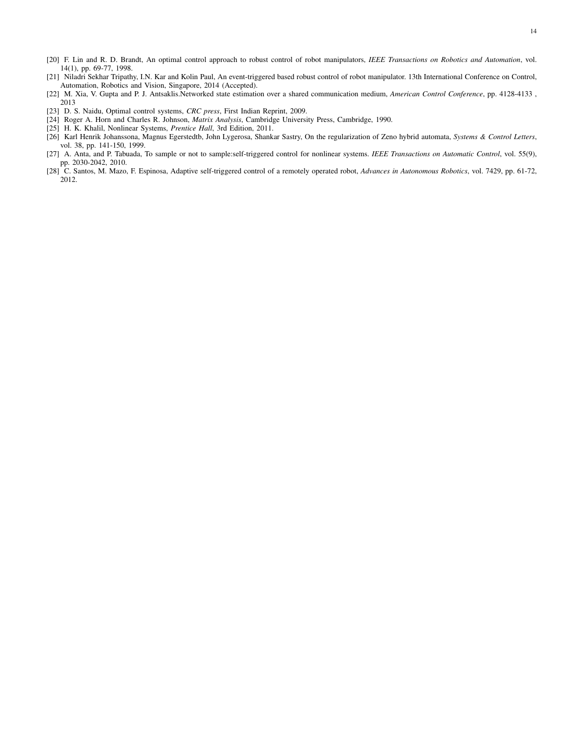[20] F. Lin and R. D. Brandt, An optimal control approach to robust control of robot manipulators, *IEEE Transactions on Robotics and Automation*, vol. 14(1), pp. 69-77, 1998.

[21] Niladri Sekhar Tripathy, I.N. Kar and Kolin Paul, An event-triggered based robust control of robot manipulator. 13th International Conference on Control, Automation, Robotics and Vision, Singapore, 2014 (Accepted).

[22] M. Xia, V. Gupta and P. J. Antsaklis.Networked state estimation over a shared communication medium, *American Control Conference*, pp. 4128-4133 , 2013

[23] D. S. Naidu, Optimal control systems, *CRC press*, First Indian Reprint, 2009.

[24] Roger A. Horn and Charles R. Johnson, *Matrix Analysis*, Cambridge University Press, Cambridge, 1990.

[25] H. K. Khalil, Nonlinear Systems, *Prentice Hall*, 3rd Edition, 2011.

[26] Karl Henrik Johanssona, Magnus Egerstedtb, John Lygerosa, Shankar Sastry, On the regularization of Zeno hybrid automata, *Systems & Control Letters*, vol. 38, pp. 141-150, 1999.

[27] A. Anta, and P. Tabuada, To sample or not to sample:self-triggered control for nonlinear systems. *IEEE Transactions on Automatic Control*, vol. 55(9), pp. 2030-2042, 2010.

[28] C. Santos, M. Mazo, F. Espinosa, Adaptive self-triggered control of a remotely operated robot, *Advances in Autonomous Robotics*, vol. 7429, pp. 61-72, 2012.